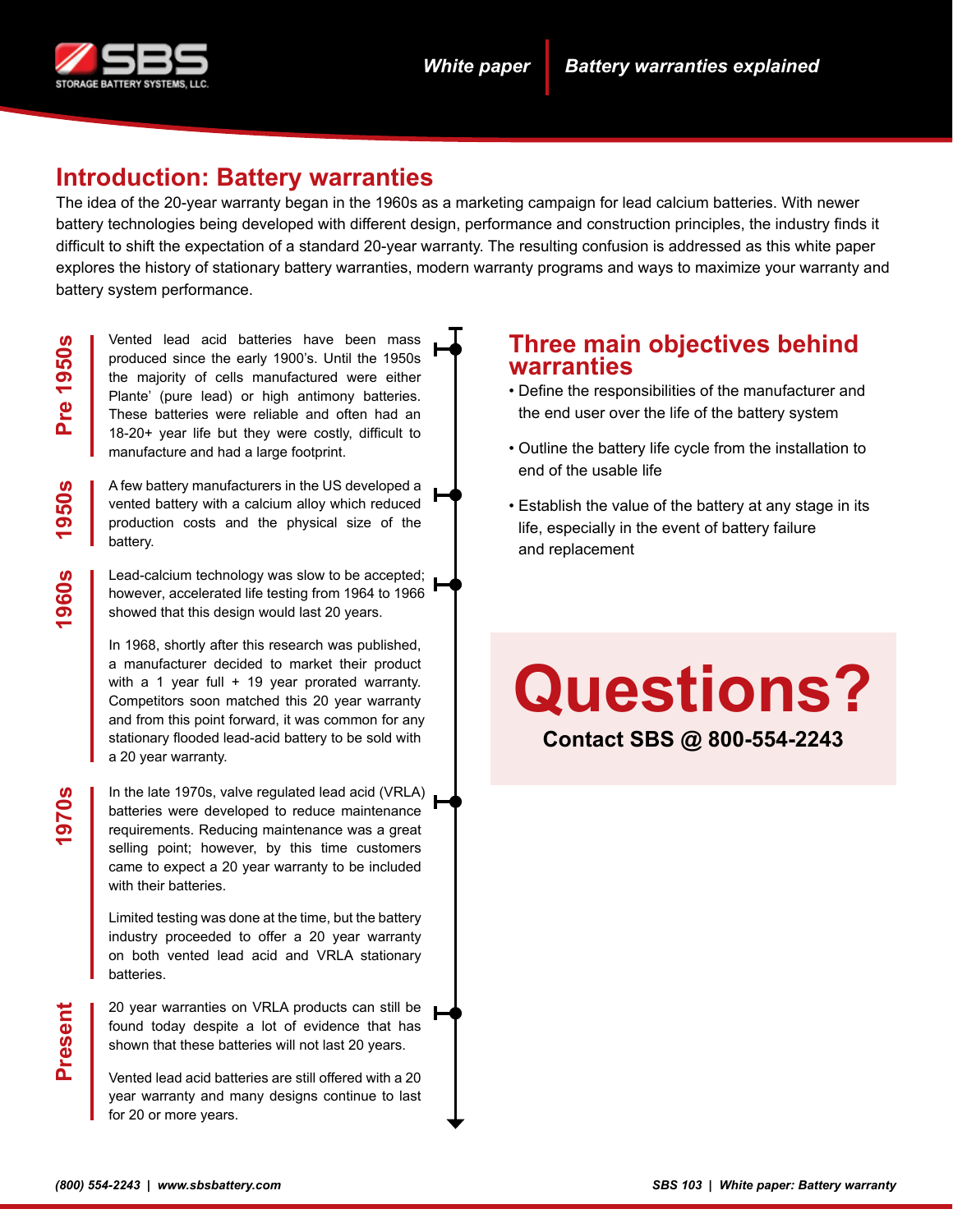## Introduction: Battery warranties

The idea of the 20-year warranty began in the 1960s as a marketing campaign for lead calcium batteries. With newer battery technologies being developed with different design, performance and construction principles, the industry finds it difficult to shift the expectation of a standard 20-year warranty. The resulting confusion is addressed as this white paper explores the history of stationary battery warranties, modern warranty programs and ways to maximize your warranty and battery system performance.

### Pre 1950s

Vented lead acid batteries have been mass produced since the early 1900's. Until the 1950s the majority of cells manufactured were either Plante' (pure lead) or high antimony batteries. These batteries were reliable and often had an 18-20+ year life but they were costly, difficult to manufacture and had a large footprint.

### 1950s

A few battery manufacturers in the US developed a vented battery with a calcium alloy which reduced production costs and the physical size of the battery.

### 1960s

Lead-calcium technology was slow to be accepted; however, accelerated life testing from 1964 to 1966 showed that this design would last 20 years.

In 1968, shortly after this research was published, a manufacturer decided to market their product with a 1 year full + 19 year prorated warranty. Competitors soon matched this 20 year warranty and from this point forward, it was common for any stationary flooded lead-acid battery to be sold with a 20 year warranty.

### 1970s

In the late 1970s, valve regulated lead acid (VRLA) batteries were developed to reduce maintenance requirements. Reducing maintenance was a great selling point; however, by this time customers came to expect a 20 year warranty to be included with their batteries.

Limited testing was done at the time, but the battery industry proceeded to offer a 20 year warranty on both vented lead acid and VRLA stationary batteries.

### Present

20 year warranties on VRLA products can still be found today despite a lot of evidence that has shown that these batteries will not last 20 years.

Vented lead acid batteries are still offered with a 20 year warranty and many designs continue to last for 20 or more years.

## Three main objectives behind warranties

- Define the responsibilities of the manufacturer and the end user over the life of the battery system
- Outline the battery life cycle from the installation to end of the usable life
- Establish the value of the battery at any stage in its life, especially in the event of battery failure and replacement

# Questions?

**Contact SBS @ 800-554-2243**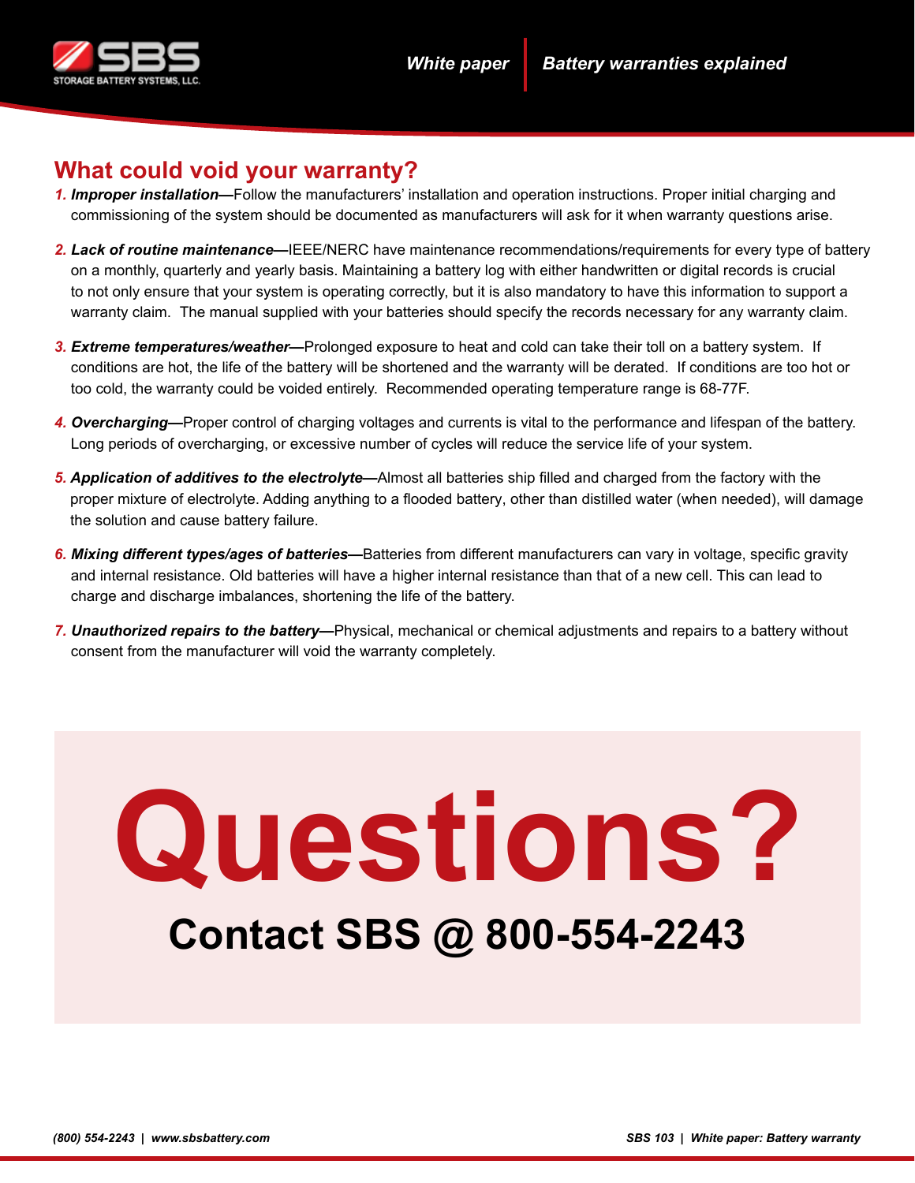## What could void your warranty?

1. ***Improper installation*****—**Follow the manufacturers' installation and operation instructions. Proper initial charging and commissioning of the system should be documented as manufacturers will ask for it when warranty questions arise.

2. ***Lack of routine maintenance*****—**IEEE/NERC have maintenance recommendations/requirements for every type of battery on a monthly, quarterly and yearly basis. Maintaining a battery log with either handwritten or digital records is crucial to not only ensure that your system is operating correctly, but it is also mandatory to have this information to support a warranty claim. The manual supplied with your batteries should specify the records necessary for any warranty claim.

3. ***Extreme temperatures/weather*****—**Prolonged exposure to heat and cold can take their toll on a battery system. If conditions are hot, the life of the battery will be shortened and the warranty will be derated. If conditions are too hot or too cold, the warranty could be voided entirely. Recommended operating temperature range is 68-77F.

4. ***Overcharging*****—**Proper control of charging voltages and currents is vital to the performance and lifespan of the battery. Long periods of overcharging, or excessive number of cycles will reduce the service life of your system.

5. ***Application of additives to the electrolyte*****—**Almost all batteries ship filled and charged from the factory with the proper mixture of electrolyte. Adding anything to a flooded battery, other than distilled water (when needed), will damage the solution and cause battery failure.

6. ***Mixing different types/ages of batteries*****—**Batteries from different manufacturers can vary in voltage, specific gravity and internal resistance. Old batteries will have a higher internal resistance than that of a new cell. This can lead to charge and discharge imbalances, shortening the life of the battery.

7. ***Unauthorized repairs to the battery*****—**Physical, mechanical or chemical adjustments and repairs to a battery without consent from the manufacturer will void the warranty completely.

# Questions?

## Contact SBS @ 800-554-2243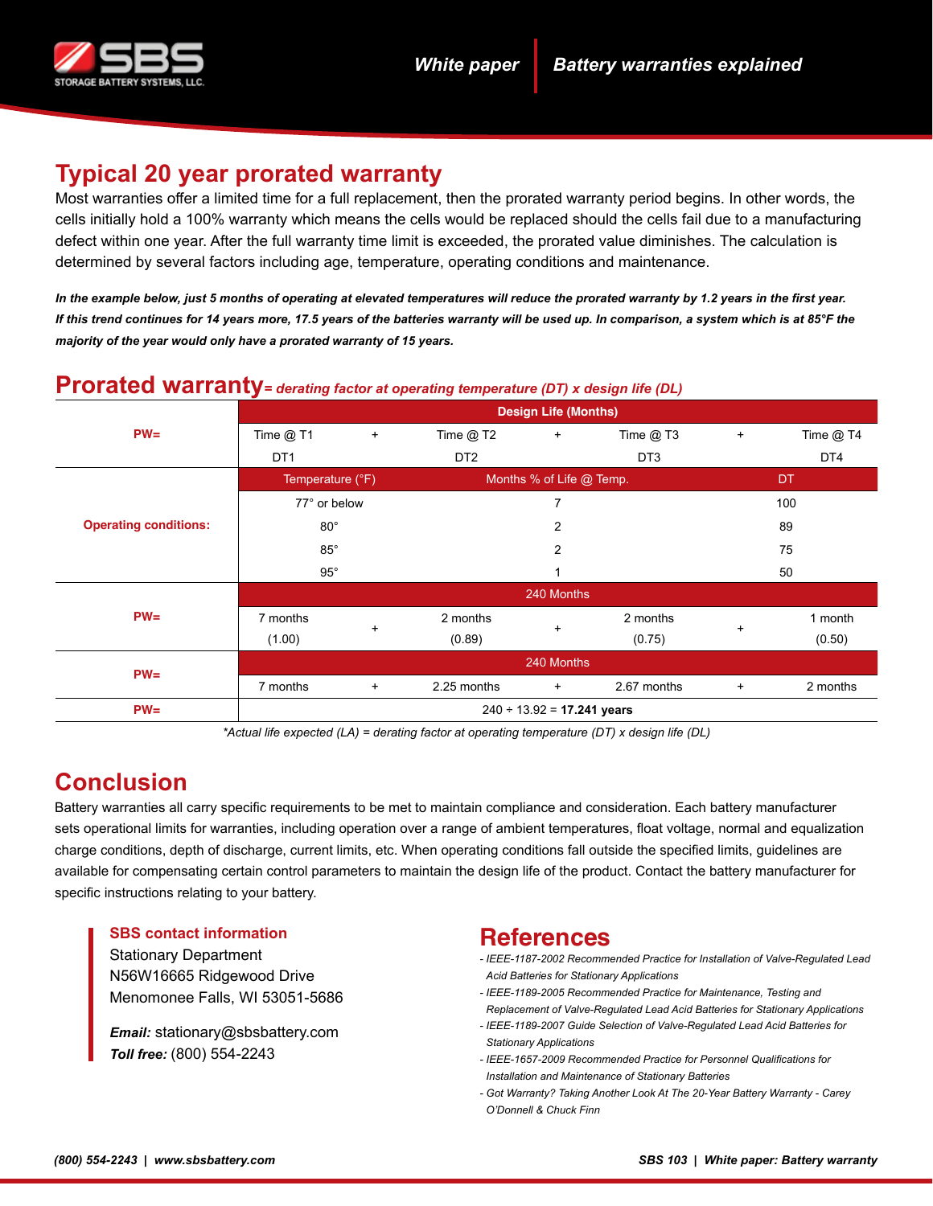## Typical 20 year prorated warranty

Most warranties offer a limited time for a full replacement, then the prorated warranty period begins. In other words, the cells initially hold a 100% warranty which means the cells would be replaced should the cells fail due to a manufacturing defect within one year. After the full warranty time limit is exceeded, the prorated value diminishes. The calculation is determined by several factors including age, temperature, operating conditions and maintenance.

***In the example below, just 5 months of operating at elevated temperatures will reduce the prorated warranty by 1.2 years in the first year. If this trend continues for 14 years more, 17.5 years of the batteries warranty will be used up. In comparison, a system which is at 85°F the majority of the year would only have a prorated warranty of 15 years.***

## Prorated warranty *= derating factor at operating temperature (DT) x design life (DL)*

| | Design Life (Months) | | | | | | |
|---|---|---|---|---|---|---|---|
| **PW=** | Time @ T1 | + | Time @ T2 | + | Time @ T3 | + | Time @ T4 |
| | DT1 | | DT2 | | DT3 | | DT4 |
| **Operating conditions:** | Temperature (°F) | | Months % of Life @ Temp. | | | DT | |
| | 77° or below | | | 7 | | 100 | |
| | 80° | | | 2 | | 89 | |
| | 85° | | | 2 | | 75 | |
| | 95° | | | 1 | | 50 | |
| | 240 Months | | | | | | |
| **PW=** | 7 months (1.00) | + | 2 months (0.89) | + | 2 months (0.75) | + | 1 month (0.50) |
| | 240 Months | | | | | | |
| **PW=** | 7 months | + | 2.25 months | + | 2.67 months | + | 2 months |
| **PW=** | 240 ÷ 13.92 = **17.241 years** | | | | | | |

*\*Actual life expected (LA) = derating factor at operating temperature (DT) x design life (DL)*

## Conclusion

Battery warranties all carry specific requirements to be met to maintain compliance and consideration. Each battery manufacturer sets operational limits for warranties, including operation over a range of ambient temperatures, float voltage, normal and equalization charge conditions, depth of discharge, current limits, etc. When operating conditions fall outside the specified limits, guidelines are available for compensating certain control parameters to maintain the design life of the product. Contact the battery manufacturer for specific instructions relating to your battery.

### SBS contact information

Stationary Department
N56W16665 Ridgewood Drive
Menomonee Falls, WI 53051-5686

***Email:*** stationary@sbsbattery.com
***Toll free:*** (800) 554-2243

## References

- *IEEE-1187-2002 Recommended Practice for Installation of Valve-Regulated Lead Acid Batteries for Stationary Applications*
- *IEEE-1189-2005 Recommended Practice for Maintenance, Testing and Replacement of Valve-Regulated Lead Acid Batteries for Stationary Applications*
- *IEEE-1189-2007 Guide Selection of Valve-Regulated Lead Acid Batteries for Stationary Applications*
- *IEEE-1657-2009 Recommended Practice for Personnel Qualifications for Installation and Maintenance of Stationary Batteries*
- *Got Warranty? Taking Another Look At The 20-Year Battery Warranty - Carey O'Donnell & Chuck Finn*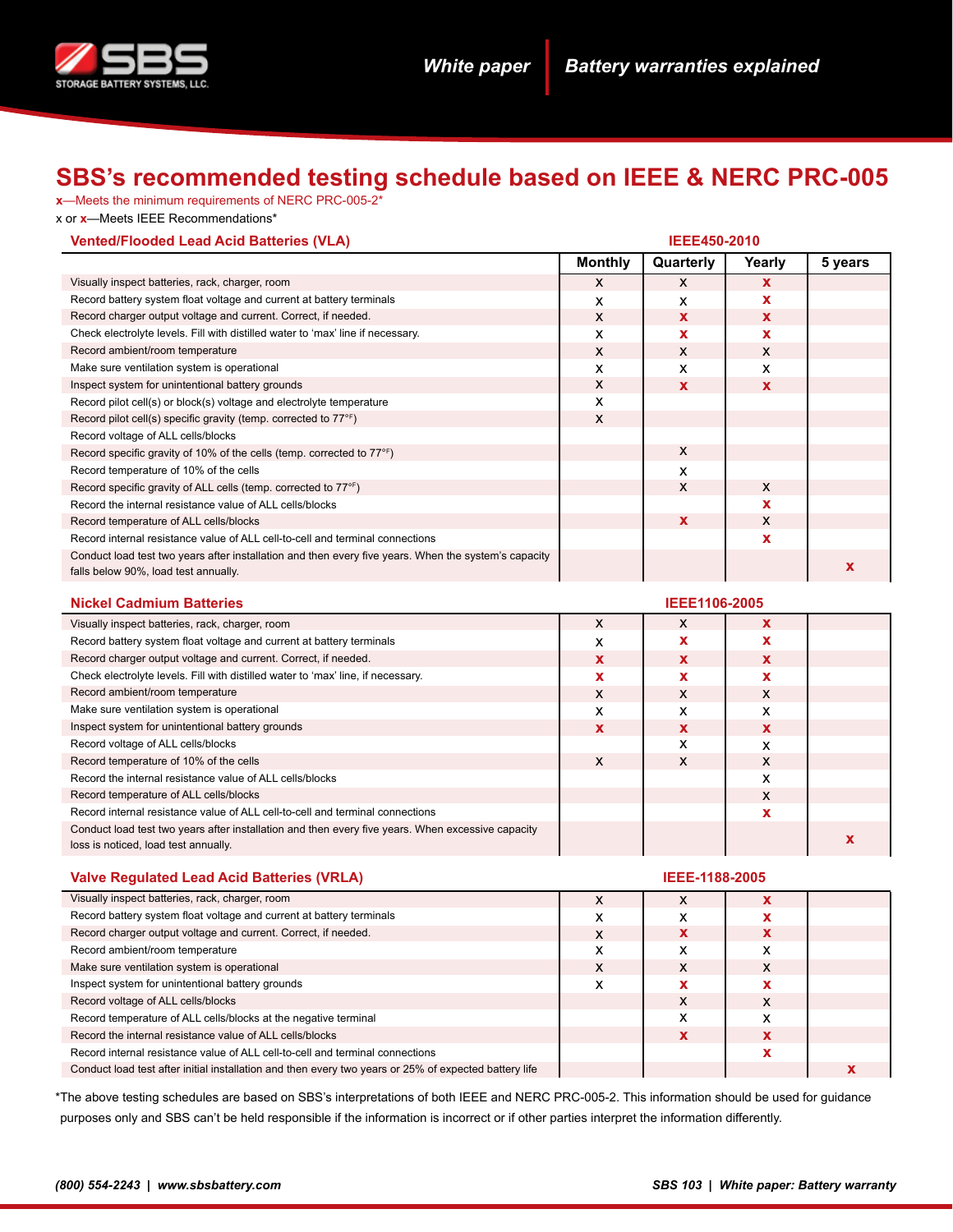## SBS's recommended testing schedule based on IEEE & NERC PRC-005

**x**—Meets the minimum requirements of NERC PRC-005-2*

x or **x**—Meets IEEE Recommendations*

### Vented/Flooded Lead Acid Batteries (VLA) — IEEE450-2010

| | Monthly | Quarterly | Yearly | 5 years |
|---|---|---|---|---|
| Visually inspect batteries, rack, charger, room | x | x | **x** | |
| Record battery system float voltage and current at battery terminals | x | x | **x** | |
| Record charger output voltage and current. Correct, if needed. | x | **x** | **x** | |
| Check electrolyte levels. Fill with distilled water to 'max' line if necessary. | x | **x** | **x** | |
| Record ambient/room temperature | x | x | x | |
| Make sure ventilation system is operational | x | x | x | |
| Inspect system for unintentional battery grounds | x | **x** | **x** | |
| Record pilot cell(s) or block(s) voltage and electrolyte temperature | x | | | |
| Record pilot cell(s) specific gravity (temp. corrected to 77°F) | x | | | |
| Record voltage of ALL cells/blocks | | | | |
| Record specific gravity of 10% of the cells (temp. corrected to 77°F) | | x | | |
| Record temperature of 10% of the cells | | x | | |
| Record specific gravity of ALL cells (temp. corrected to 77°F) | | x | x | |
| Record the internal resistance value of ALL cells/blocks | | | **x** | |
| Record temperature of ALL cells/blocks | | **x** | x | |
| Record internal resistance value of ALL cell-to-cell and terminal connections | | | **x** | |
| Conduct load test two years after installation and then every five years. When the system's capacity falls below 90%, load test annually. | | | | **x** |

### Nickel Cadmium Batteries — IEEE1106-2005

| | Monthly | Quarterly | Yearly | 5 years |
|---|---|---|---|---|
| Visually inspect batteries, rack, charger, room | x | x | **x** | |
| Record battery system float voltage and current at battery terminals | x | **x** | **x** | |
| Record charger output voltage and current. Correct, if needed. | **x** | **x** | **x** | |
| Check electrolyte levels. Fill with distilled water to 'max' line, if necessary. | **x** | **x** | **x** | |
| Record ambient/room temperature | x | x | x | |
| Make sure ventilation system is operational | x | x | x | |
| Inspect system for unintentional battery grounds | **x** | **x** | **x** | |
| Record voltage of ALL cells/blocks | | x | x | |
| Record temperature of 10% of the cells | x | x | x | |
| Record the internal resistance value of ALL cells/blocks | | | x | |
| Record temperature of ALL cells/blocks | | | x | |
| Record internal resistance value of ALL cell-to-cell and terminal connections | | | **x** | |
| Conduct load test two years after installation and then every five years. When excessive capacity loss is noticed, load test annually. | | | | **x** |

### Valve Regulated Lead Acid Batteries (VRLA) — IEEE-1188-2005

| | Monthly | Quarterly | Yearly | 5 years |
|---|---|---|---|---|
| Visually inspect batteries, rack, charger, room | x | x | **x** | |
| Record battery system float voltage and current at battery terminals | x | x | **x** | |
| Record charger output voltage and current. Correct, if needed. | x | **x** | **x** | |
| Record ambient/room temperature | x | x | x | |
| Make sure ventilation system is operational | x | x | x | |
| Inspect system for unintentional battery grounds | x | **x** | **x** | |
| Record voltage of ALL cells/blocks | | x | x | |
| Record temperature of ALL cells/blocks at the negative terminal | | x | x | |
| Record the internal resistance value of ALL cells/blocks | | **x** | **x** | |
| Record internal resistance value of ALL cell-to-cell and terminal connections | | | **x** | |
| Conduct load test after initial installation and then every two years or 25% of expected battery life | | | | **x** |

*The above testing schedules are based on SBS's interpretations of both IEEE and NERC PRC-005-2. This information should be used for guidance purposes only and SBS can't be held responsible if the information is incorrect or if other parties interpret the information differently.